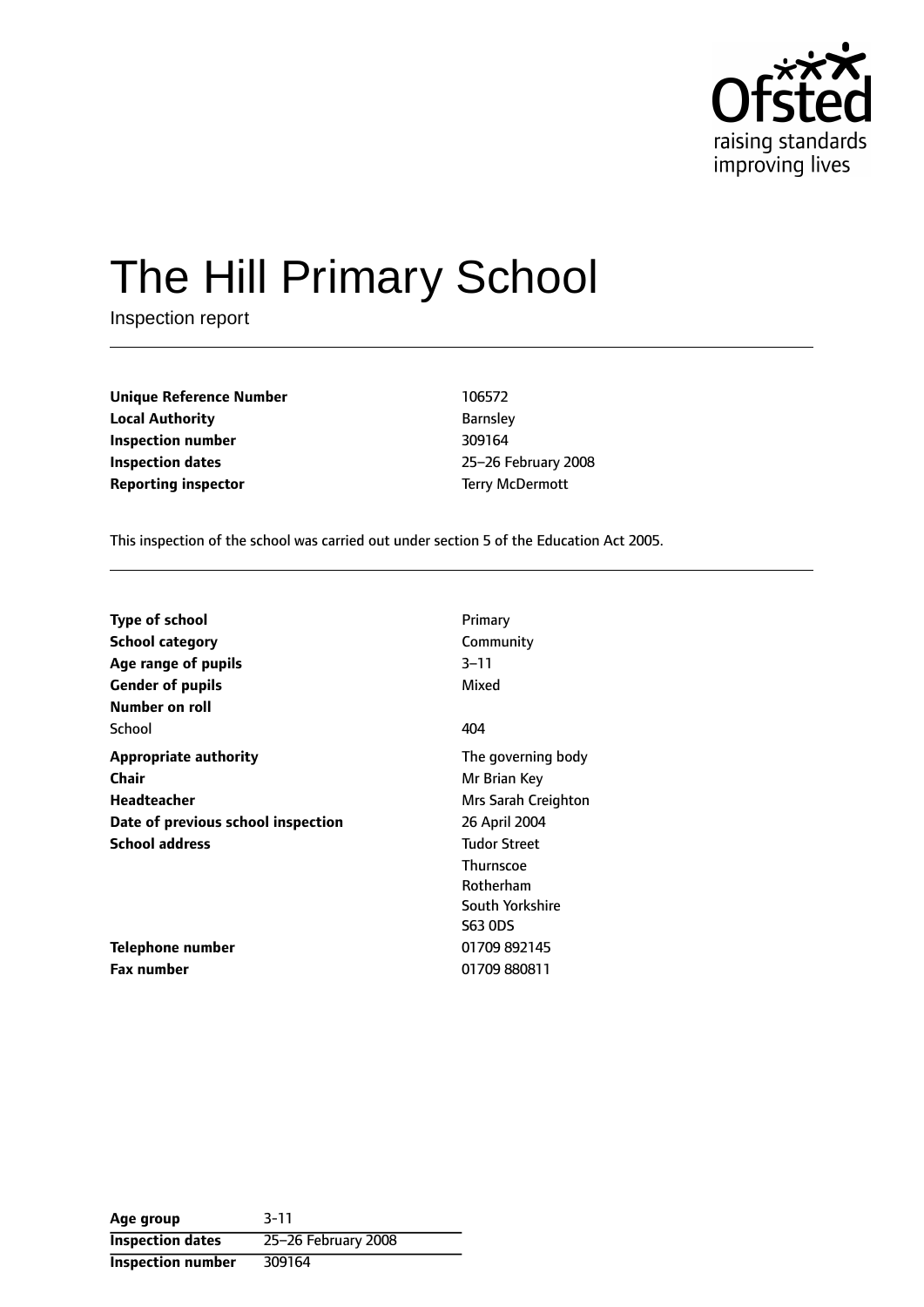# The Hill Primary School

Inspection report

| | |
|---|---|
| **Unique Reference Number** | 106572 |
| **Local Authority** | Barnsley |
| **Inspection number** | 309164 |
| **Inspection dates** | 25–26 February 2008 |
| **Reporting inspector** | Terry McDermott |

This inspection of the school was carried out under section 5 of the Education Act 2005.

| | |
|---|---|
| **Type of school** | Primary |
| **School category** | Community |
| **Age range of pupils** | 3–11 |
| **Gender of pupils** | Mixed |
| **Number on roll** | |
| School | 404 |
| **Appropriate authority** | The governing body |
| **Chair** | Mr Brian Key |
| **Headteacher** | Mrs Sarah Creighton |
| **Date of previous school inspection** | 26 April 2004 |
| **School address** | Tudor Street<br>Thurnscoe<br>Rotherham<br>South Yorkshire<br>S63 0DS |
| **Telephone number** | 01709 892145 |
| **Fax number** | 01709 880811 |

| | |
|---|---|
| **Age group** | 3-11 |
| **Inspection dates** | 25–26 February 2008 |
| **Inspection number** | 309164 |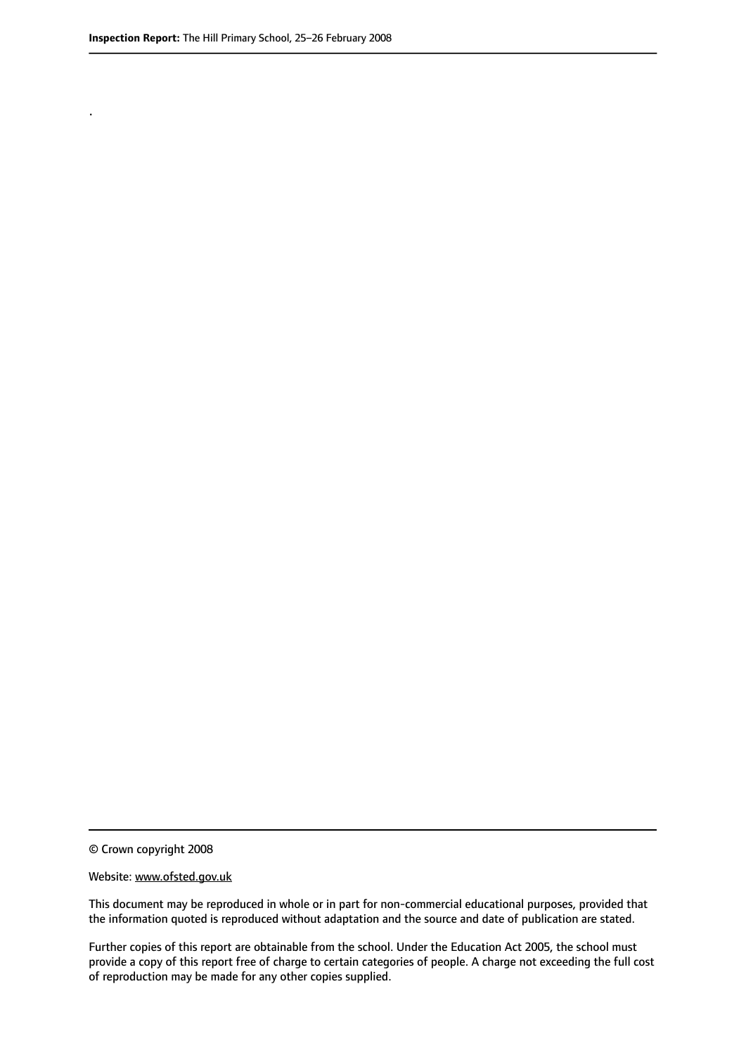.

© Crown copyright 2008

Website: www.ofsted.gov.uk

This document may be reproduced in whole or in part for non-commercial educational purposes, provided that the information quoted is reproduced without adaptation and the source and date of publication are stated.

Further copies of this report are obtainable from the school. Under the Education Act 2005, the school must provide a copy of this report free of charge to certain categories of people. A charge not exceeding the full cost of reproduction may be made for any other copies supplied.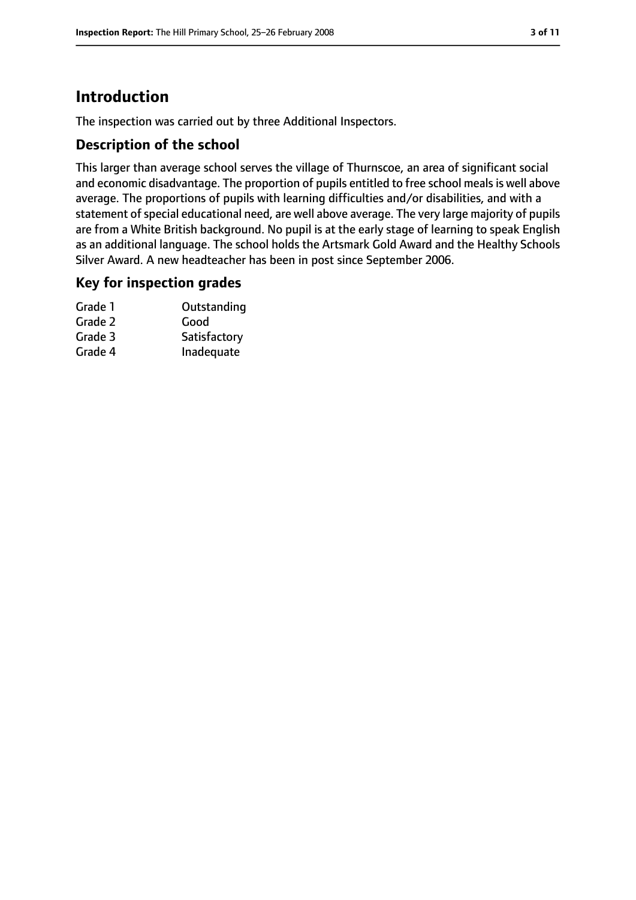# Introduction

The inspection was carried out by three Additional Inspectors.

## Description of the school

This larger than average school serves the village of Thurnscoe, an area of significant social and economic disadvantage. The proportion of pupils entitled to free school meals is well above average. The proportions of pupils with learning difficulties and/or disabilities, and with a statement of special educational need, are well above average. The very large majority of pupils are from a White British background. No pupil is at the early stage of learning to speak English as an additional language. The school holds the Artsmark Gold Award and the Healthy Schools Silver Award. A new headteacher has been in post since September 2006.

## Key for inspection grades

| | |
|---|---|
| Grade 1 | Outstanding |
| Grade 2 | Good |
| Grade 3 | Satisfactory |
| Grade 4 | Inadequate |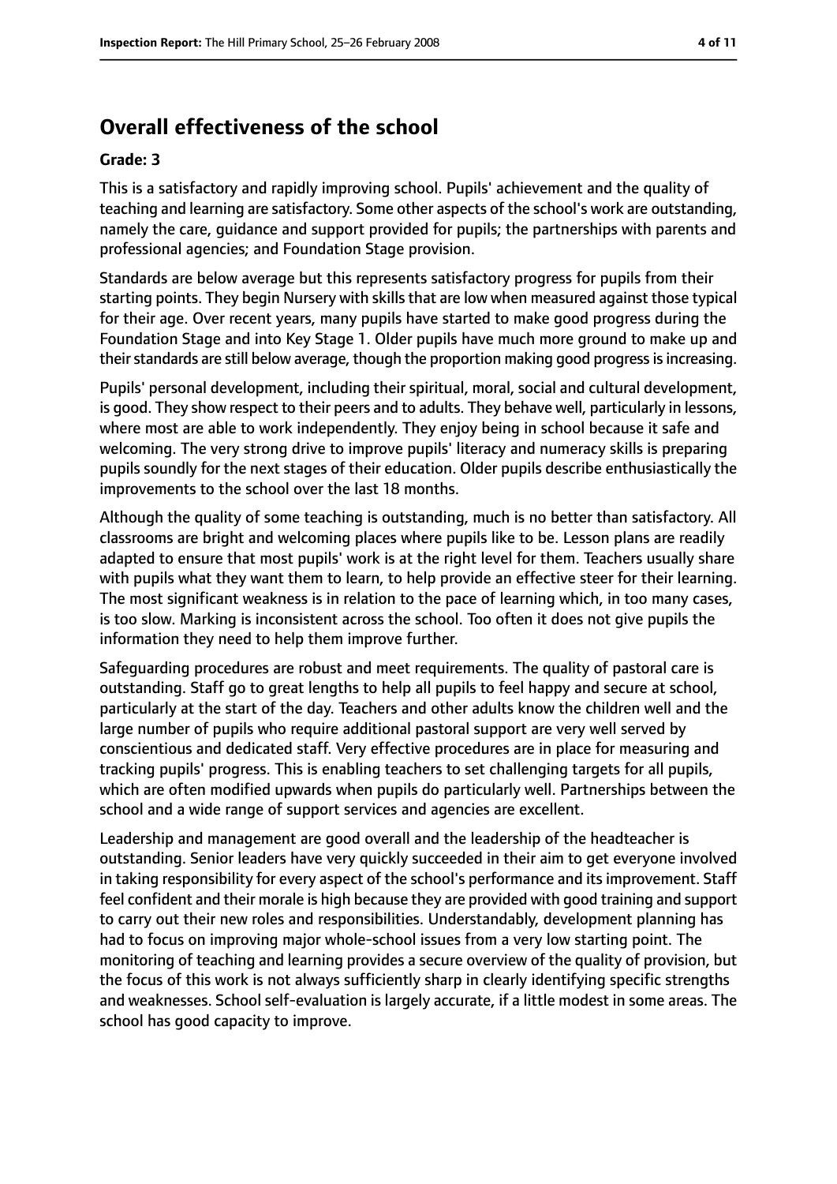## Overall effectiveness of the school

**Grade: 3**

This is a satisfactory and rapidly improving school. Pupils' achievement and the quality of teaching and learning are satisfactory. Some other aspects of the school's work are outstanding, namely the care, guidance and support provided for pupils; the partnerships with parents and professional agencies; and Foundation Stage provision.

Standards are below average but this represents satisfactory progress for pupils from their starting points. They begin Nursery with skills that are low when measured against those typical for their age. Over recent years, many pupils have started to make good progress during the Foundation Stage and into Key Stage 1. Older pupils have much more ground to make up and their standards are still below average, though the proportion making good progress is increasing.

Pupils' personal development, including their spiritual, moral, social and cultural development, is good. They show respect to their peers and to adults. They behave well, particularly in lessons, where most are able to work independently. They enjoy being in school because it safe and welcoming. The very strong drive to improve pupils' literacy and numeracy skills is preparing pupils soundly for the next stages of their education. Older pupils describe enthusiastically the improvements to the school over the last 18 months.

Although the quality of some teaching is outstanding, much is no better than satisfactory. All classrooms are bright and welcoming places where pupils like to be. Lesson plans are readily adapted to ensure that most pupils' work is at the right level for them. Teachers usually share with pupils what they want them to learn, to help provide an effective steer for their learning. The most significant weakness is in relation to the pace of learning which, in too many cases, is too slow. Marking is inconsistent across the school. Too often it does not give pupils the information they need to help them improve further.

Safeguarding procedures are robust and meet requirements. The quality of pastoral care is outstanding. Staff go to great lengths to help all pupils to feel happy and secure at school, particularly at the start of the day. Teachers and other adults know the children well and the large number of pupils who require additional pastoral support are very well served by conscientious and dedicated staff. Very effective procedures are in place for measuring and tracking pupils' progress. This is enabling teachers to set challenging targets for all pupils, which are often modified upwards when pupils do particularly well. Partnerships between the school and a wide range of support services and agencies are excellent.

Leadership and management are good overall and the leadership of the headteacher is outstanding. Senior leaders have very quickly succeeded in their aim to get everyone involved in taking responsibility for every aspect of the school's performance and its improvement. Staff feel confident and their morale is high because they are provided with good training and support to carry out their new roles and responsibilities. Understandably, development planning has had to focus on improving major whole-school issues from a very low starting point. The monitoring of teaching and learning provides a secure overview of the quality of provision, but the focus of this work is not always sufficiently sharp in clearly identifying specific strengths and weaknesses. School self-evaluation is largely accurate, if a little modest in some areas. The school has good capacity to improve.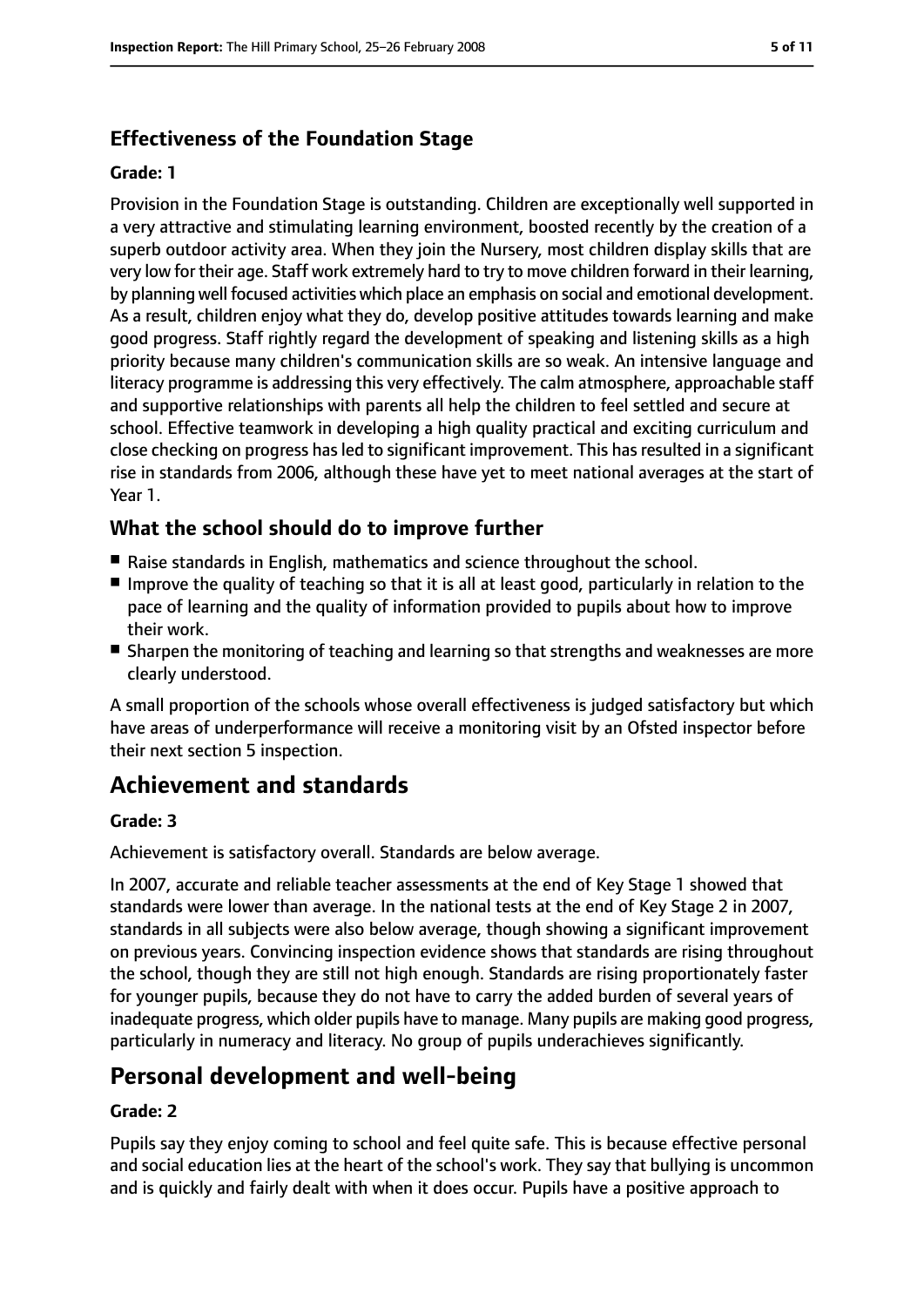### Effectiveness of the Foundation Stage

**Grade: 1**

Provision in the Foundation Stage is outstanding. Children are exceptionally well supported in a very attractive and stimulating learning environment, boosted recently by the creation of a superb outdoor activity area. When they join the Nursery, most children display skills that are very low for their age. Staff work extremely hard to try to move children forward in their learning, by planning well focused activities which place an emphasis on social and emotional development. As a result, children enjoy what they do, develop positive attitudes towards learning and make good progress. Staff rightly regard the development of speaking and listening skills as a high priority because many children's communication skills are so weak. An intensive language and literacy programme is addressing this very effectively. The calm atmosphere, approachable staff and supportive relationships with parents all help the children to feel settled and secure at school. Effective teamwork in developing a high quality practical and exciting curriculum and close checking on progress has led to significant improvement. This has resulted in a significant rise in standards from 2006, although these have yet to meet national averages at the start of Year 1.

### What the school should do to improve further

- Raise standards in English, mathematics and science throughout the school.
- Improve the quality of teaching so that it is all at least good, particularly in relation to the pace of learning and the quality of information provided to pupils about how to improve their work.
- Sharpen the monitoring of teaching and learning so that strengths and weaknesses are more clearly understood.

A small proportion of the schools whose overall effectiveness is judged satisfactory but which have areas of underperformance will receive a monitoring visit by an Ofsted inspector before their next section 5 inspection.

## Achievement and standards

**Grade: 3**

Achievement is satisfactory overall. Standards are below average.

In 2007, accurate and reliable teacher assessments at the end of Key Stage 1 showed that standards were lower than average. In the national tests at the end of Key Stage 2 in 2007, standards in all subjects were also below average, though showing a significant improvement on previous years. Convincing inspection evidence shows that standards are rising throughout the school, though they are still not high enough. Standards are rising proportionately faster for younger pupils, because they do not have to carry the added burden of several years of inadequate progress, which older pupils have to manage. Many pupils are making good progress, particularly in numeracy and literacy. No group of pupils underachieves significantly.

## Personal development and well-being

**Grade: 2**

Pupils say they enjoy coming to school and feel quite safe. This is because effective personal and social education lies at the heart of the school's work. They say that bullying is uncommon and is quickly and fairly dealt with when it does occur. Pupils have a positive approach to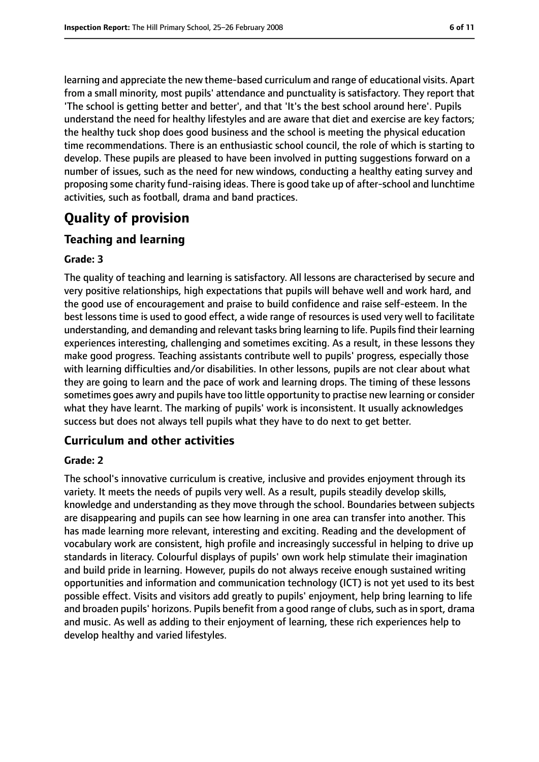learning and appreciate the new theme-based curriculum and range of educational visits. Apart from a small minority, most pupils' attendance and punctuality is satisfactory. They report that 'The school is getting better and better', and that 'It's the best school around here'. Pupils understand the need for healthy lifestyles and are aware that diet and exercise are key factors; the healthy tuck shop does good business and the school is meeting the physical education time recommendations. There is an enthusiastic school council, the role of which is starting to develop. These pupils are pleased to have been involved in putting suggestions forward on a number of issues, such as the need for new windows, conducting a healthy eating survey and proposing some charity fund-raising ideas. There is good take up of after-school and lunchtime activities, such as football, drama and band practices.

# Quality of provision

## Teaching and learning

**Grade: 3**

The quality of teaching and learning is satisfactory. All lessons are characterised by secure and very positive relationships, high expectations that pupils will behave well and work hard, and the good use of encouragement and praise to build confidence and raise self-esteem. In the best lessons time is used to good effect, a wide range of resources is used very well to facilitate understanding, and demanding and relevant tasks bring learning to life. Pupils find their learning experiences interesting, challenging and sometimes exciting. As a result, in these lessons they make good progress. Teaching assistants contribute well to pupils' progress, especially those with learning difficulties and/or disabilities. In other lessons, pupils are not clear about what they are going to learn and the pace of work and learning drops. The timing of these lessons sometimes goes awry and pupils have too little opportunity to practise new learning or consider what they have learnt. The marking of pupils' work is inconsistent. It usually acknowledges success but does not always tell pupils what they have to do next to get better.

## Curriculum and other activities

**Grade: 2**

The school's innovative curriculum is creative, inclusive and provides enjoyment through its variety. It meets the needs of pupils very well. As a result, pupils steadily develop skills, knowledge and understanding as they move through the school. Boundaries between subjects are disappearing and pupils can see how learning in one area can transfer into another. This has made learning more relevant, interesting and exciting. Reading and the development of vocabulary work are consistent, high profile and increasingly successful in helping to drive up standards in literacy. Colourful displays of pupils' own work help stimulate their imagination and build pride in learning. However, pupils do not always receive enough sustained writing opportunities and information and communication technology (ICT) is not yet used to its best possible effect. Visits and visitors add greatly to pupils' enjoyment, help bring learning to life and broaden pupils' horizons. Pupils benefit from a good range of clubs, such as in sport, drama and music. As well as adding to their enjoyment of learning, these rich experiences help to develop healthy and varied lifestyles.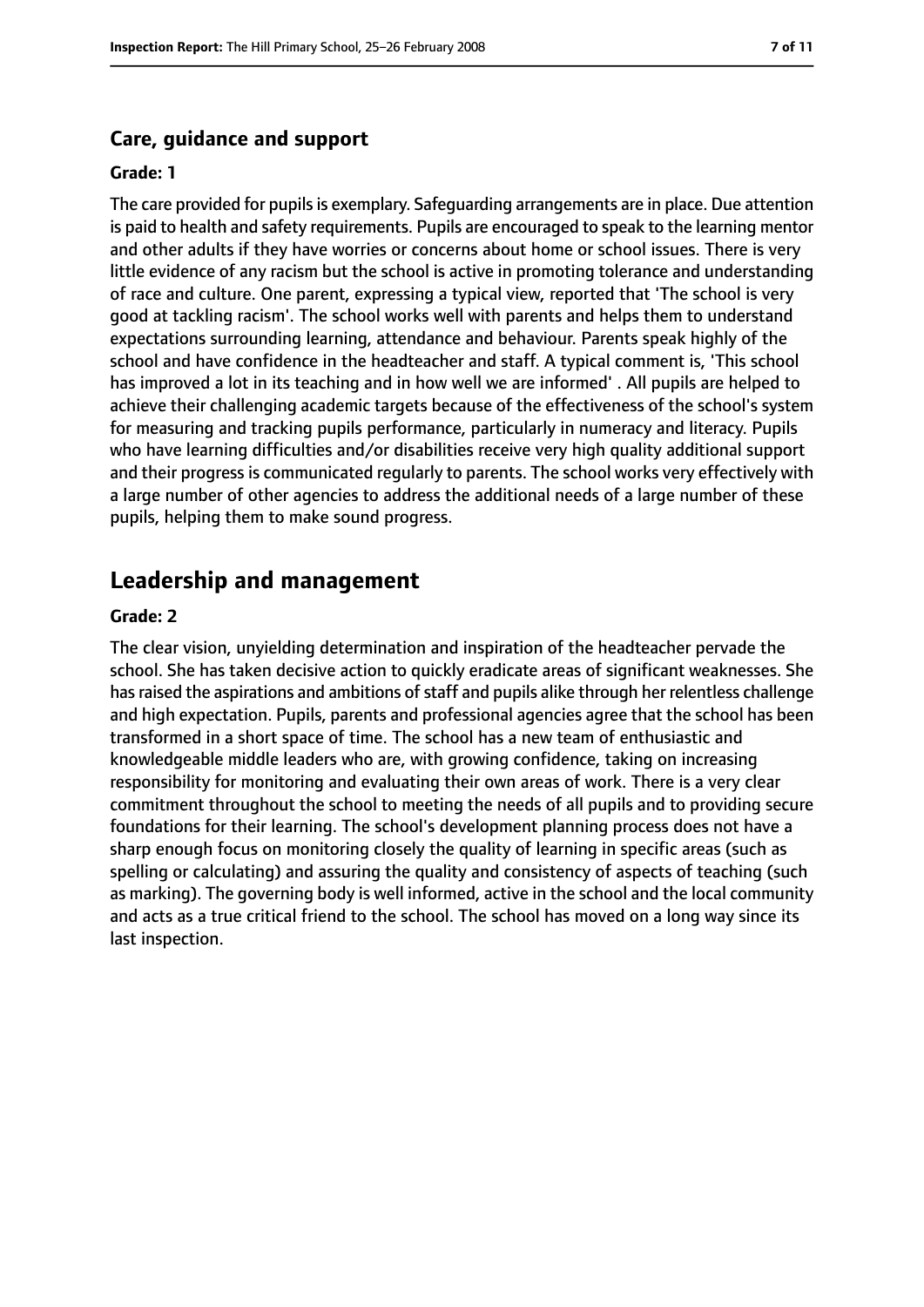### Care, guidance and support

**Grade: 1**

The care provided for pupils is exemplary. Safeguarding arrangements are in place. Due attention is paid to health and safety requirements. Pupils are encouraged to speak to the learning mentor and other adults if they have worries or concerns about home or school issues. There is very little evidence of any racism but the school is active in promoting tolerance and understanding of race and culture. One parent, expressing a typical view, reported that 'The school is very good at tackling racism'. The school works well with parents and helps them to understand expectations surrounding learning, attendance and behaviour. Parents speak highly of the school and have confidence in the headteacher and staff. A typical comment is, 'This school has improved a lot in its teaching and in how well we are informed' . All pupils are helped to achieve their challenging academic targets because of the effectiveness of the school's system for measuring and tracking pupils performance, particularly in numeracy and literacy. Pupils who have learning difficulties and/or disabilities receive very high quality additional support and their progress is communicated regularly to parents. The school works very effectively with a large number of other agencies to address the additional needs of a large number of these pupils, helping them to make sound progress.

## Leadership and management

**Grade: 2**

The clear vision, unyielding determination and inspiration of the headteacher pervade the school. She has taken decisive action to quickly eradicate areas of significant weaknesses. She has raised the aspirations and ambitions of staff and pupils alike through her relentless challenge and high expectation. Pupils, parents and professional agencies agree that the school has been transformed in a short space of time. The school has a new team of enthusiastic and knowledgeable middle leaders who are, with growing confidence, taking on increasing responsibility for monitoring and evaluating their own areas of work. There is a very clear commitment throughout the school to meeting the needs of all pupils and to providing secure foundations for their learning. The school's development planning process does not have a sharp enough focus on monitoring closely the quality of learning in specific areas (such as spelling or calculating) and assuring the quality and consistency of aspects of teaching (such as marking). The governing body is well informed, active in the school and the local community and acts as a true critical friend to the school. The school has moved on a long way since its last inspection.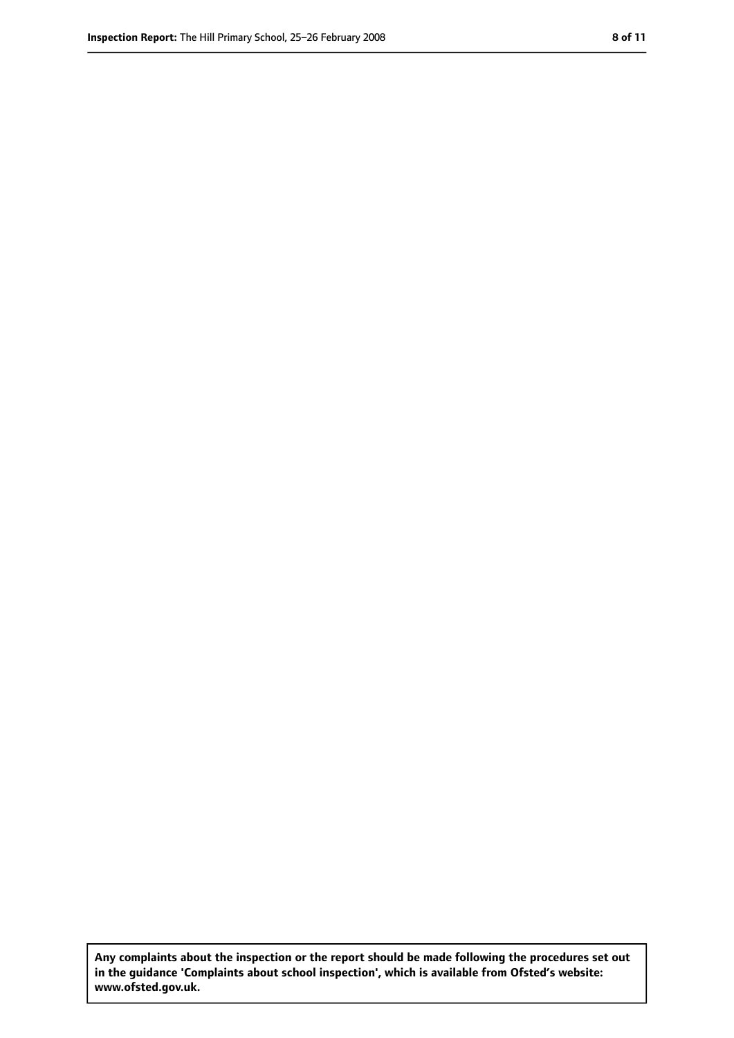**Any complaints about the inspection or the report should be made following the procedures set out in the guidance 'Complaints about school inspection', which is available from Ofsted's website: www.ofsted.gov.uk.**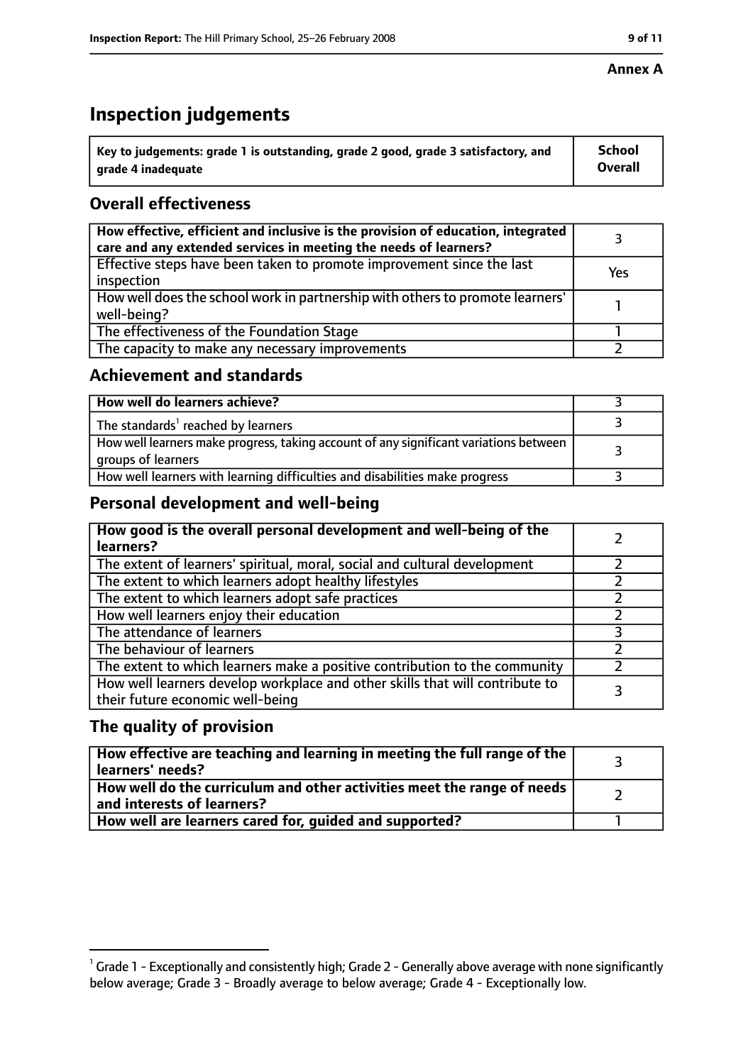**Annex A**

# Inspection judgements

| Key to judgements: grade 1 is outstanding, grade 2 good, grade 3 satisfactory, and grade 4 inadequate | School Overall |
|---|---|

## Overall effectiveness

| | |
|---|---|
| **How effective, efficient and inclusive is the provision of education, integrated care and any extended services in meeting the needs of learners?** | 3 |
| Effective steps have been taken to promote improvement since the last inspection | Yes |
| How well does the school work in partnership with others to promote learners' well-being? | 1 |
| The effectiveness of the Foundation Stage | 1 |
| The capacity to make any necessary improvements | 2 |

## Achievement and standards

| | |
|---|---|
| **How well do learners achieve?** | 3 |
| The standards[1] reached by learners | 3 |
| How well learners make progress, taking account of any significant variations between groups of learners | 3 |
| How well learners with learning difficulties and disabilities make progress | 3 |

## Personal development and well-being

| | |
|---|---|
| **How good is the overall personal development and well-being of the learners?** | 2 |
| The extent of learners' spiritual, moral, social and cultural development | 2 |
| The extent to which learners adopt healthy lifestyles | 2 |
| The extent to which learners adopt safe practices | 2 |
| How well learners enjoy their education | 2 |
| The attendance of learners | 3 |
| The behaviour of learners | 2 |
| The extent to which learners make a positive contribution to the community | 2 |
| How well learners develop workplace and other skills that will contribute to their future economic well-being | 3 |

## The quality of provision

| | |
|---|---|
| **How effective are teaching and learning in meeting the full range of the learners' needs?** | 3 |
| **How well do the curriculum and other activities meet the range of needs and interests of learners?** | 2 |
| **How well are learners cared for, guided and supported?** | 1 |

[1] Grade 1 - Exceptionally and consistently high; Grade 2 - Generally above average with none significantly below average; Grade 3 - Broadly average to below average; Grade 4 - Exceptionally low.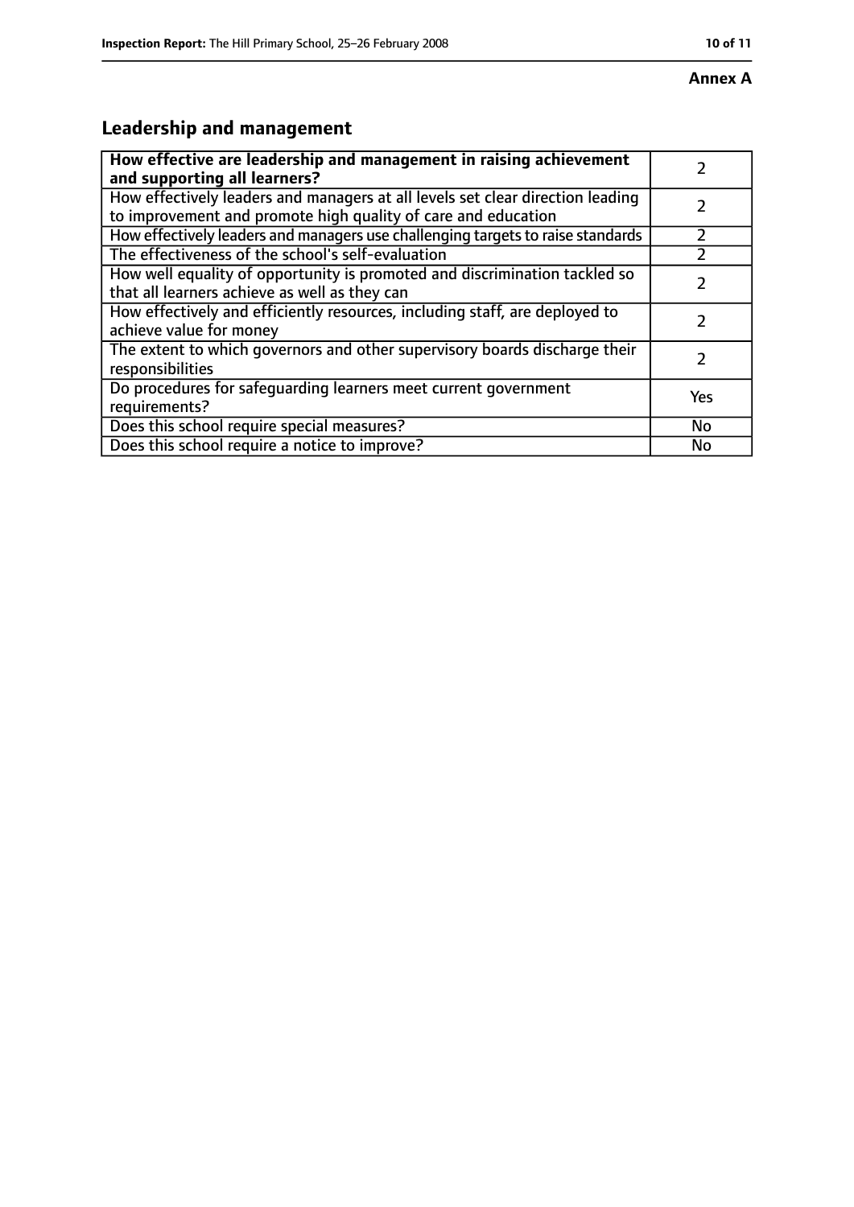**Annex A**

## Leadership and management

| How effective are leadership and management in raising achievement and supporting all learners? | 2 |
|---|---|
| How effectively leaders and managers at all levels set clear direction leading to improvement and promote high quality of care and education | 2 |
| How effectively leaders and managers use challenging targets to raise standards | 2 |
| The effectiveness of the school's self-evaluation | 2 |
| How well equality of opportunity is promoted and discrimination tackled so that all learners achieve as well as they can | 2 |
| How effectively and efficiently resources, including staff, are deployed to achieve value for money | 2 |
| The extent to which governors and other supervisory boards discharge their responsibilities | 2 |
| Do procedures for safeguarding learners meet current government requirements? | Yes |
| Does this school require special measures? | No |
| Does this school require a notice to improve? | No |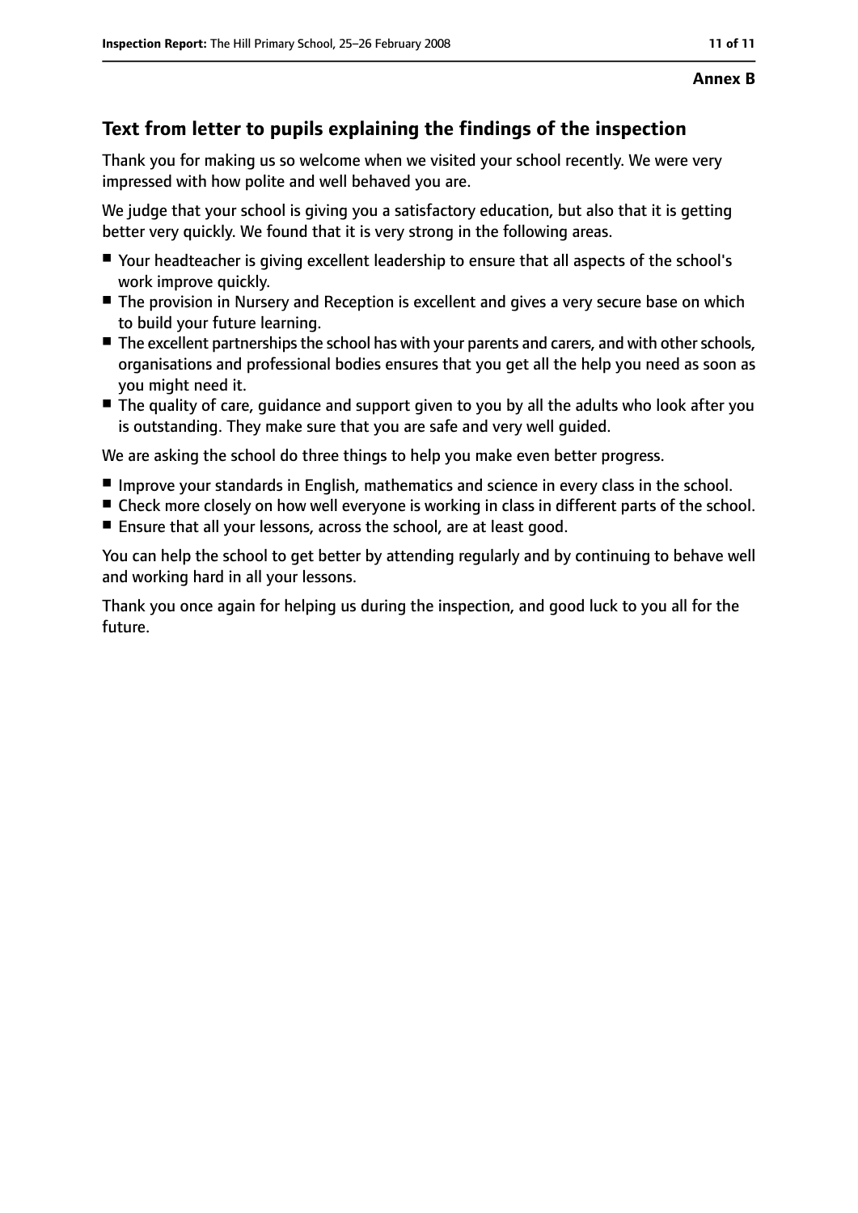**Annex B**

## Text from letter to pupils explaining the findings of the inspection

Thank you for making us so welcome when we visited your school recently. We were very impressed with how polite and well behaved you are.

We judge that your school is giving you a satisfactory education, but also that it is getting better very quickly. We found that it is very strong in the following areas.

- Your headteacher is giving excellent leadership to ensure that all aspects of the school's work improve quickly.
- The provision in Nursery and Reception is excellent and gives a very secure base on which to build your future learning.
- The excellent partnerships the school has with your parents and carers, and with other schools, organisations and professional bodies ensures that you get all the help you need as soon as you might need it.
- The quality of care, guidance and support given to you by all the adults who look after you is outstanding. They make sure that you are safe and very well guided.

We are asking the school do three things to help you make even better progress.

- Improve your standards in English, mathematics and science in every class in the school.
- Check more closely on how well everyone is working in class in different parts of the school.
- Ensure that all your lessons, across the school, are at least good.

You can help the school to get better by attending regularly and by continuing to behave well and working hard in all your lessons.

Thank you once again for helping us during the inspection, and good luck to you all for the future.